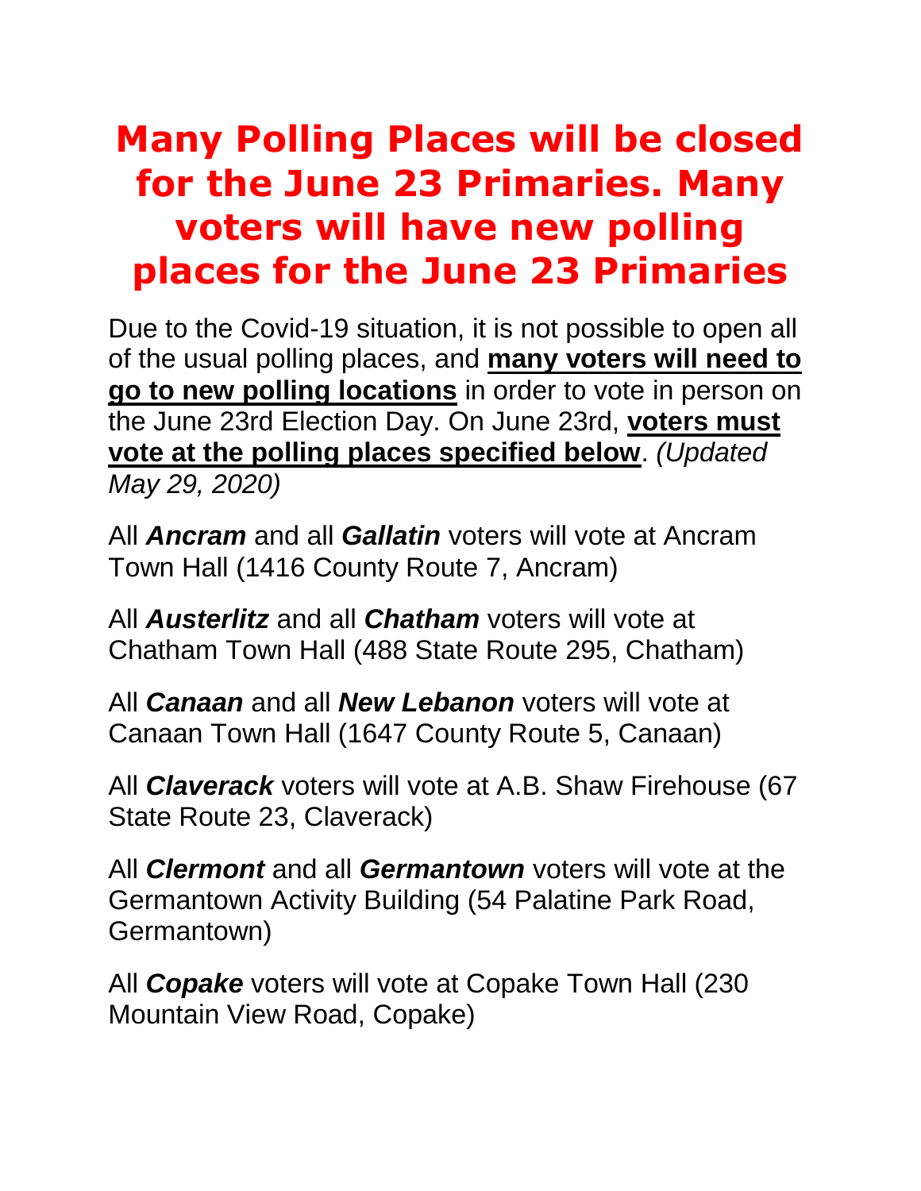# Many Polling Places will be closed for the June 23 Primaries. Many voters will have new polling places for the June 23 Primaries

Due to the Covid-19 situation, it is not possible to open all of the usual polling places, and **many voters will need to go to new polling locations** in order to vote in person on the June 23rd Election Day. On June 23rd, **voters must vote at the polling places specified below**. *(Updated May 29, 2020)*

All ***Ancram*** and all ***Gallatin*** voters will vote at Ancram Town Hall (1416 County Route 7, Ancram)

All ***Austerlitz*** and all ***Chatham*** voters will vote at Chatham Town Hall (488 State Route 295, Chatham)

All ***Canaan*** and all ***New Lebanon*** voters will vote at Canaan Town Hall (1647 County Route 5, Canaan)

All ***Claverack*** voters will vote at A.B. Shaw Firehouse (67 State Route 23, Claverack)

All ***Clermont*** and all ***Germantown*** voters will vote at the Germantown Activity Building (54 Palatine Park Road, Germantown)

All ***Copake*** voters will vote at Copake Town Hall (230 Mountain View Road, Copake)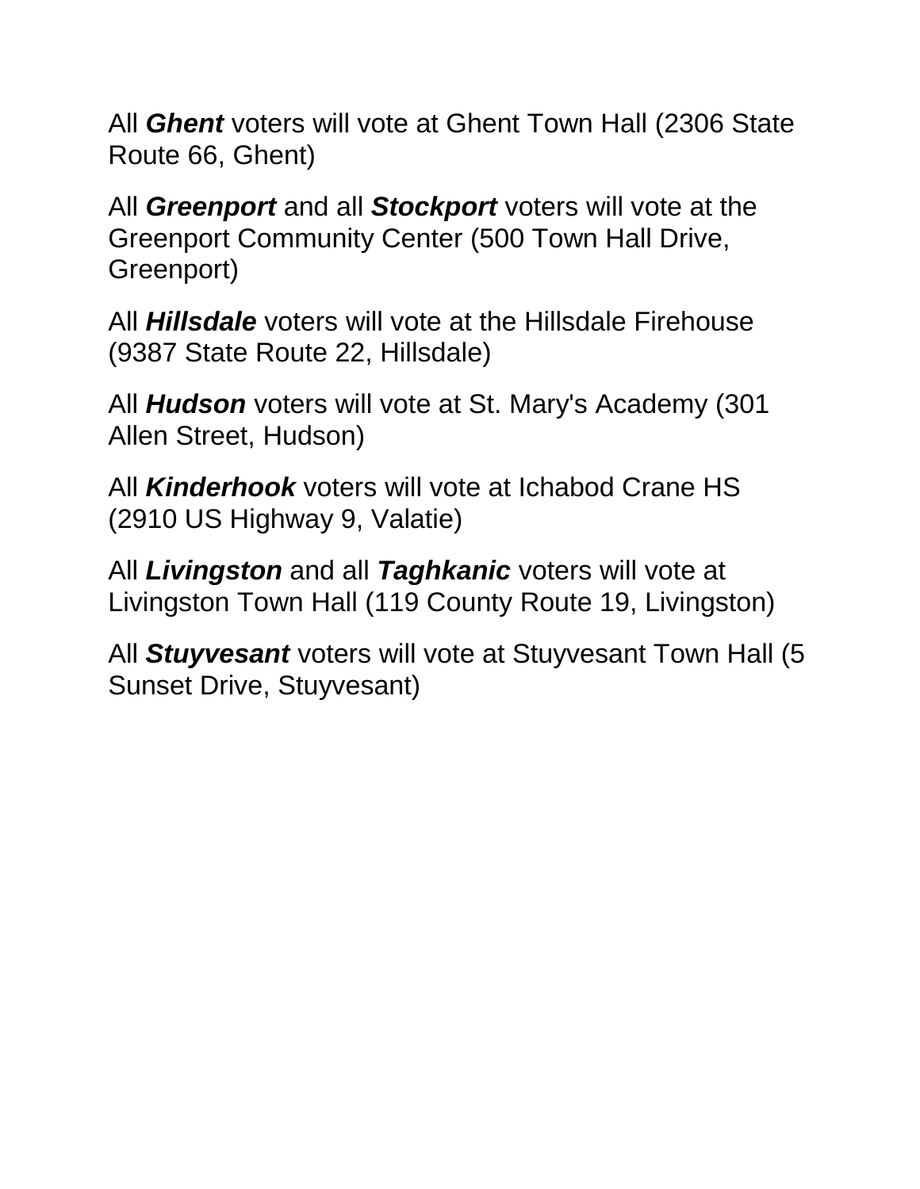All ***Ghent*** voters will vote at Ghent Town Hall (2306 State Route 66, Ghent)

All ***Greenport*** and all ***Stockport*** voters will vote at the Greenport Community Center (500 Town Hall Drive, Greenport)

All ***Hillsdale*** voters will vote at the Hillsdale Firehouse (9387 State Route 22, Hillsdale)

All ***Hudson*** voters will vote at St. Mary's Academy (301 Allen Street, Hudson)

All ***Kinderhook*** voters will vote at Ichabod Crane HS (2910 US Highway 9, Valatie)

All ***Livingston*** and all ***Taghkanic*** voters will vote at Livingston Town Hall (119 County Route 19, Livingston)

All ***Stuyvesant*** voters will vote at Stuyvesant Town Hall (5 Sunset Drive, Stuyvesant)